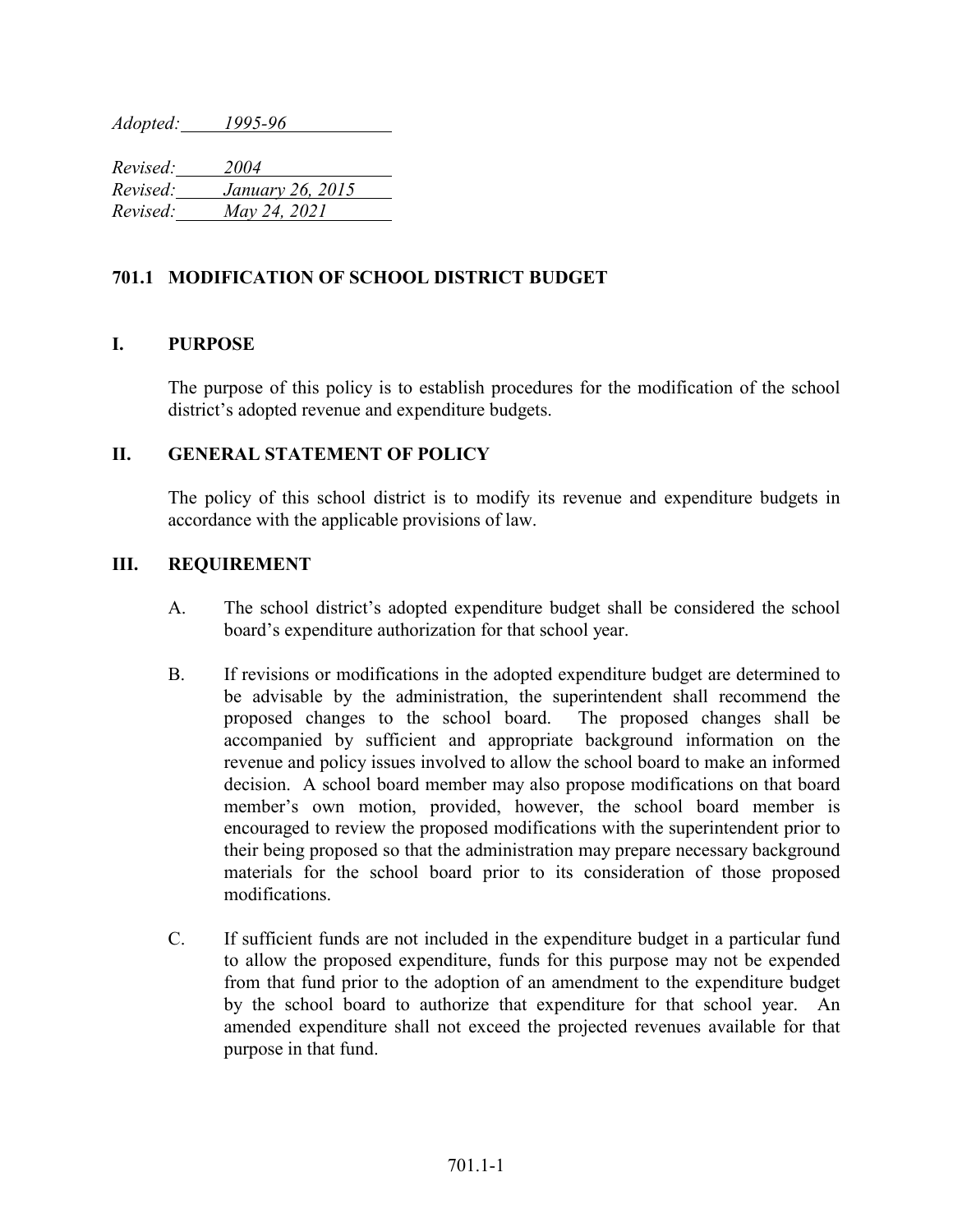*Adopted:* 1995-96

*Revised:* 2004
*Revised:* January 26, 2015
*Revised:* May 24, 2021

## 701.1 MODIFICATION OF SCHOOL DISTRICT BUDGET

### I. PURPOSE

The purpose of this policy is to establish procedures for the modification of the school district's adopted revenue and expenditure budgets.

### II. GENERAL STATEMENT OF POLICY

The policy of this school district is to modify its revenue and expenditure budgets in accordance with the applicable provisions of law.

### III. REQUIREMENT

A. The school district's adopted expenditure budget shall be considered the school board's expenditure authorization for that school year.

B. If revisions or modifications in the adopted expenditure budget are determined to be advisable by the administration, the superintendent shall recommend the proposed changes to the school board. The proposed changes shall be accompanied by sufficient and appropriate background information on the revenue and policy issues involved to allow the school board to make an informed decision. A school board member may also propose modifications on that board member's own motion, provided, however, the school board member is encouraged to review the proposed modifications with the superintendent prior to their being proposed so that the administration may prepare necessary background materials for the school board prior to its consideration of those proposed modifications.

C. If sufficient funds are not included in the expenditure budget in a particular fund to allow the proposed expenditure, funds for this purpose may not be expended from that fund prior to the adoption of an amendment to the expenditure budget by the school board to authorize that expenditure for that school year. An amended expenditure shall not exceed the projected revenues available for that purpose in that fund.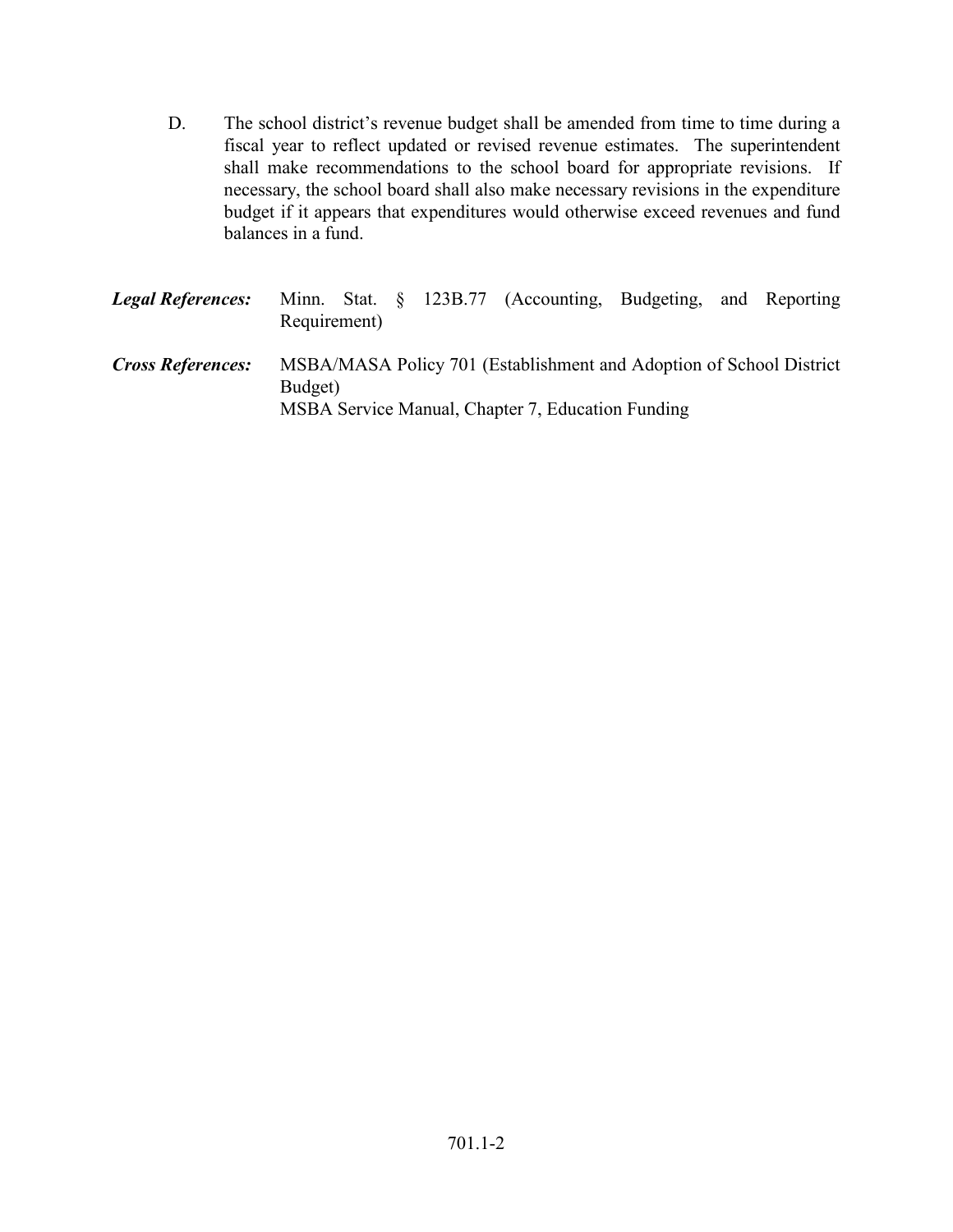D. The school district's revenue budget shall be amended from time to time during a fiscal year to reflect updated or revised revenue estimates. The superintendent shall make recommendations to the school board for appropriate revisions. If necessary, the school board shall also make necessary revisions in the expenditure budget if it appears that expenditures would otherwise exceed revenues and fund balances in a fund.

***Legal References:*** Minn. Stat. § 123B.77 (Accounting, Budgeting, and Reporting Requirement)

***Cross References:*** MSBA/MASA Policy 701 (Establishment and Adoption of School District Budget)
MSBA Service Manual, Chapter 7, Education Funding